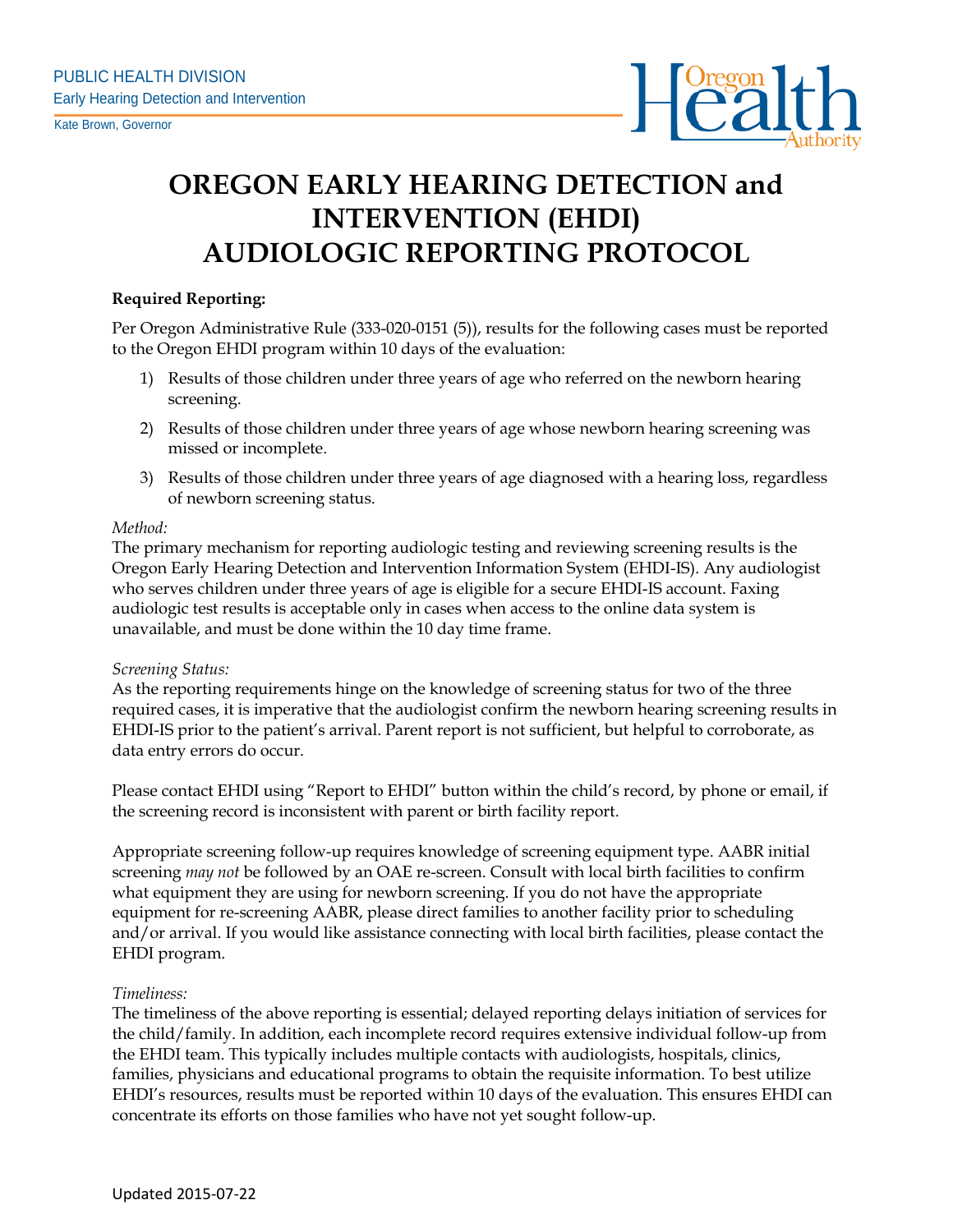PUBLIC HEALTH DIVISION
Early Hearing Detection and Intervention

Kate Brown, Governor

# OREGON EARLY HEARING DETECTION and INTERVENTION (EHDI) AUDIOLOGIC REPORTING PROTOCOL

**Required Reporting:**

Per Oregon Administrative Rule (333-020-0151 (5)), results for the following cases must be reported to the Oregon EHDI program within 10 days of the evaluation:

1) Results of those children under three years of age who referred on the newborn hearing screening.
2) Results of those children under three years of age whose newborn hearing screening was missed or incomplete.
3) Results of those children under three years of age diagnosed with a hearing loss, regardless of newborn screening status.

*Method:*
The primary mechanism for reporting audiologic testing and reviewing screening results is the Oregon Early Hearing Detection and Intervention Information System (EHDI-IS). Any audiologist who serves children under three years of age is eligible for a secure EHDI-IS account. Faxing audiologic test results is acceptable only in cases when access to the online data system is unavailable, and must be done within the 10 day time frame.

*Screening Status:*
As the reporting requirements hinge on the knowledge of screening status for two of the three required cases, it is imperative that the audiologist confirm the newborn hearing screening results in EHDI-IS prior to the patient's arrival. Parent report is not sufficient, but helpful to corroborate, as data entry errors do occur.

Please contact EHDI using "Report to EHDI" button within the child's record, by phone or email, if the screening record is inconsistent with parent or birth facility report.

Appropriate screening follow-up requires knowledge of screening equipment type. AABR initial screening *may not* be followed by an OAE re-screen. Consult with local birth facilities to confirm what equipment they are using for newborn screening. If you do not have the appropriate equipment for re-screening AABR, please direct families to another facility prior to scheduling and/or arrival. If you would like assistance connecting with local birth facilities, please contact the EHDI program.

*Timeliness:*
The timeliness of the above reporting is essential; delayed reporting delays initiation of services for the child/family. In addition, each incomplete record requires extensive individual follow-up from the EHDI team. This typically includes multiple contacts with audiologists, hospitals, clinics, families, physicians and educational programs to obtain the requisite information. To best utilize EHDI's resources, results must be reported within 10 days of the evaluation. This ensures EHDI can concentrate its efforts on those families who have not yet sought follow-up.

Updated 2015-07-22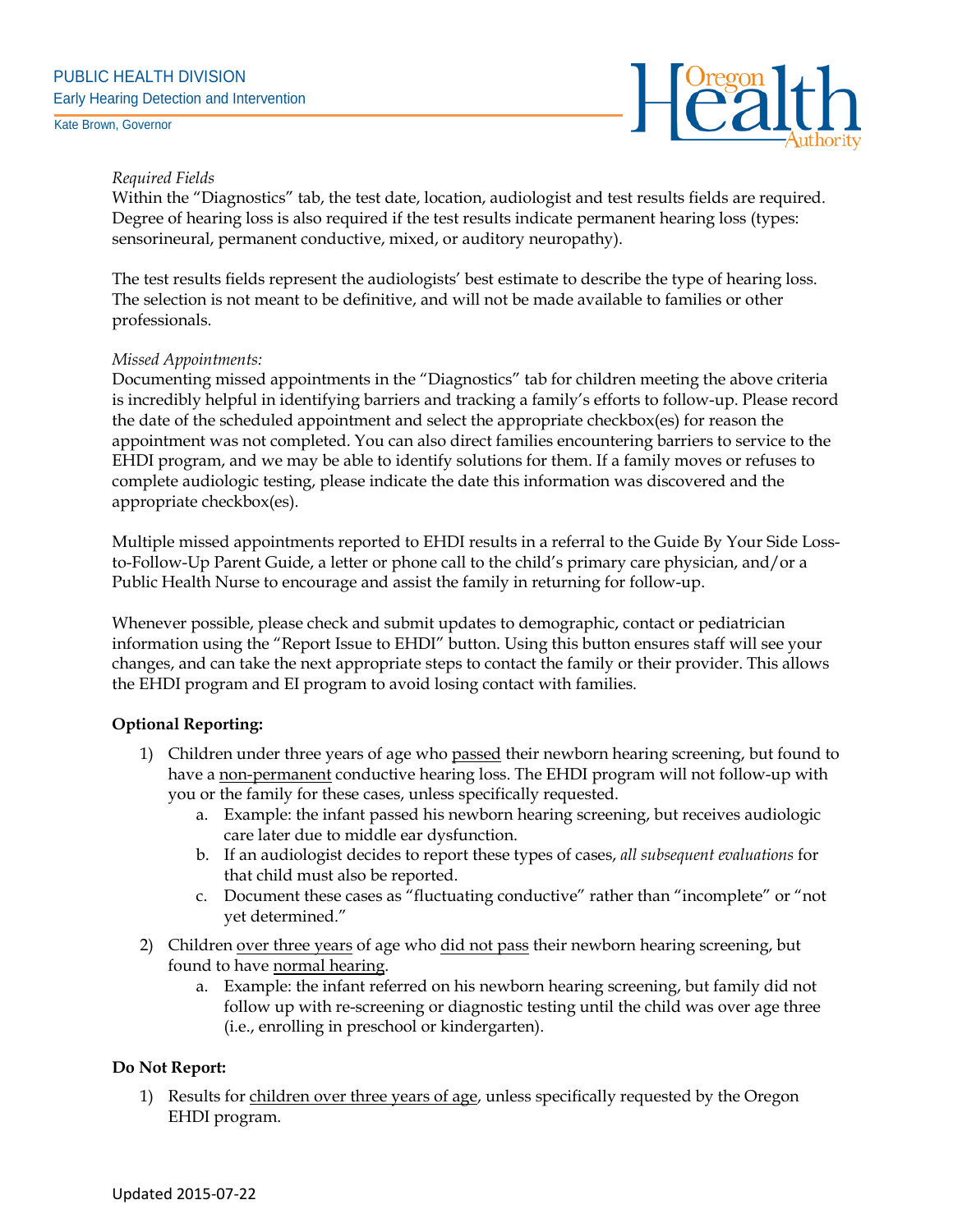*Required Fields*

Within the "Diagnostics" tab, the test date, location, audiologist and test results fields are required. Degree of hearing loss is also required if the test results indicate permanent hearing loss (types: sensorineural, permanent conductive, mixed, or auditory neuropathy).

The test results fields represent the audiologists' best estimate to describe the type of hearing loss. The selection is not meant to be definitive, and will not be made available to families or other professionals.

*Missed Appointments:*

Documenting missed appointments in the "Diagnostics" tab for children meeting the above criteria is incredibly helpful in identifying barriers and tracking a family's efforts to follow-up. Please record the date of the scheduled appointment and select the appropriate checkbox(es) for reason the appointment was not completed. You can also direct families encountering barriers to service to the EHDI program, and we may be able to identify solutions for them. If a family moves or refuses to complete audiologic testing, please indicate the date this information was discovered and the appropriate checkbox(es).

Multiple missed appointments reported to EHDI results in a referral to the Guide By Your Side Loss-to-Follow-Up Parent Guide, a letter or phone call to the child's primary care physician, and/or a Public Health Nurse to encourage and assist the family in returning for follow-up.

Whenever possible, please check and submit updates to demographic, contact or pediatrician information using the "Report Issue to EHDI" button. Using this button ensures staff will see your changes, and can take the next appropriate steps to contact the family or their provider. This allows the EHDI program and EI program to avoid losing contact with families.

**Optional Reporting:**

1) Children under three years of age who <u>passed</u> their newborn hearing screening, but found to have a <u>non-permanent</u> conductive hearing loss. The EHDI program will not follow-up with you or the family for these cases, unless specifically requested.
    a. Example: the infant passed his newborn hearing screening, but receives audiologic care later due to middle ear dysfunction.
    b. If an audiologist decides to report these types of cases, *all subsequent evaluations* for that child must also be reported.
    c. Document these cases as "fluctuating conductive" rather than "incomplete" or "not yet determined."
2) Children <u>over three years</u> of age who <u>did not pass</u> their newborn hearing screening, but found to have <u>normal hearing</u>.
    a. Example: the infant referred on his newborn hearing screening, but family did not follow up with re-screening or diagnostic testing until the child was over age three (i.e., enrolling in preschool or kindergarten).

**Do Not Report:**

1) Results for <u>children over three years of age</u>, unless specifically requested by the Oregon EHDI program.

Updated 2015-07-22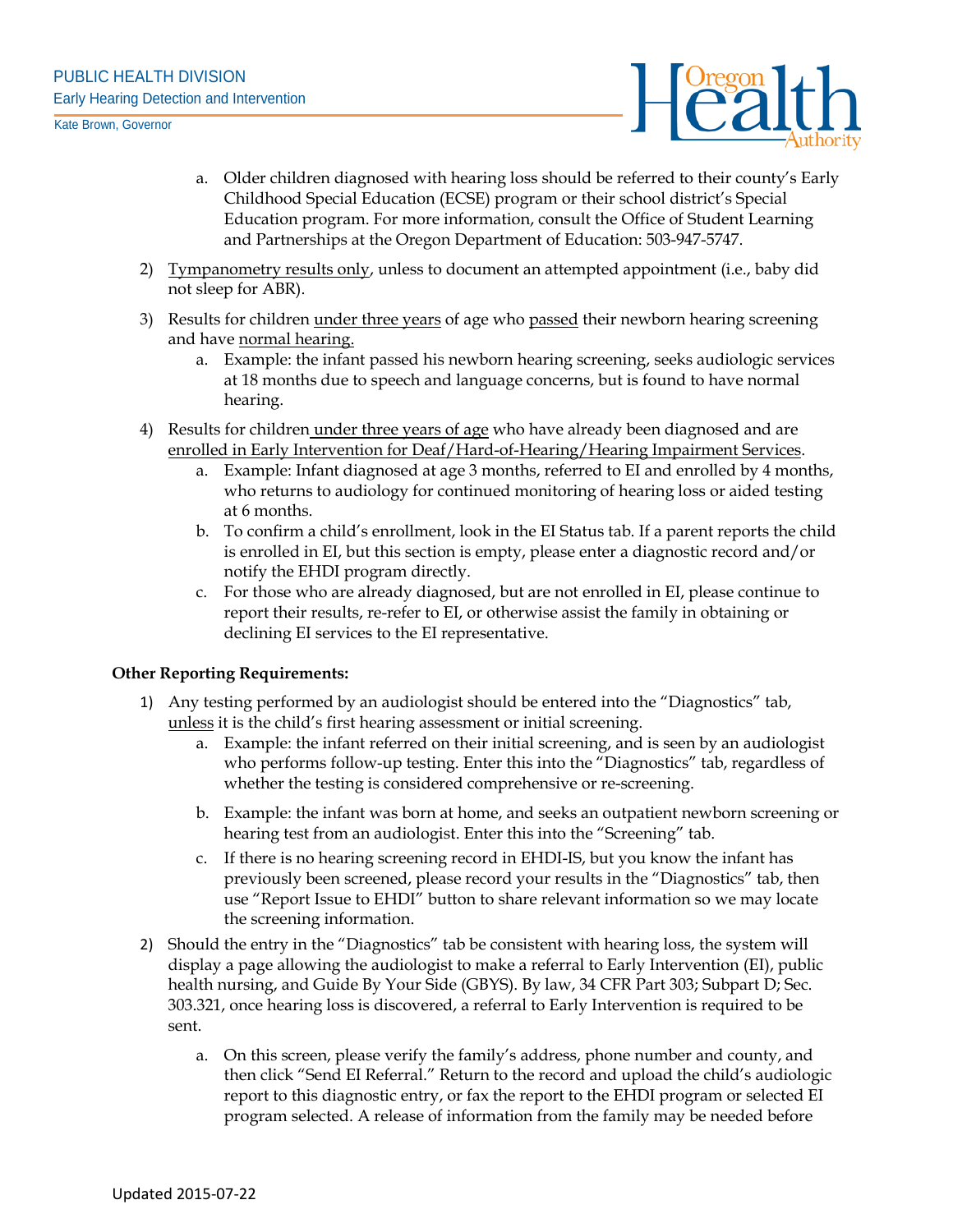a. Older children diagnosed with hearing loss should be referred to their county's Early Childhood Special Education (ECSE) program or their school district's Special Education program. For more information, consult the Office of Student Learning and Partnerships at the Oregon Department of Education: 503-947-5747.

2) Tympanometry results only, unless to document an attempted appointment (i.e., baby did not sleep for ABR).

3) Results for children under three years of age who passed their newborn hearing screening and have normal hearing.
   a. Example: the infant passed his newborn hearing screening, seeks audiologic services at 18 months due to speech and language concerns, but is found to have normal hearing.

4) Results for children under three years of age who have already been diagnosed and are enrolled in Early Intervention for Deaf/Hard-of-Hearing/Hearing Impairment Services.
   a. Example: Infant diagnosed at age 3 months, referred to EI and enrolled by 4 months, who returns to audiology for continued monitoring of hearing loss or aided testing at 6 months.
   b. To confirm a child's enrollment, look in the EI Status tab. If a parent reports the child is enrolled in EI, but this section is empty, please enter a diagnostic record and/or notify the EHDI program directly.
   c. For those who are already diagnosed, but are not enrolled in EI, please continue to report their results, re-refer to EI, or otherwise assist the family in obtaining or declining EI services to the EI representative.

**Other Reporting Requirements:**

1) Any testing performed by an audiologist should be entered into the "Diagnostics" tab, unless it is the child's first hearing assessment or initial screening.
   a. Example: the infant referred on their initial screening, and is seen by an audiologist who performs follow-up testing. Enter this into the "Diagnostics" tab, regardless of whether the testing is considered comprehensive or re-screening.
   b. Example: the infant was born at home, and seeks an outpatient newborn screening or hearing test from an audiologist. Enter this into the "Screening" tab.
   c. If there is no hearing screening record in EHDI-IS, but you know the infant has previously been screened, please record your results in the "Diagnostics" tab, then use "Report Issue to EHDI" button to share relevant information so we may locate the screening information.

2) Should the entry in the "Diagnostics" tab be consistent with hearing loss, the system will display a page allowing the audiologist to make a referral to Early Intervention (EI), public health nursing, and Guide By Your Side (GBYS). By law, 34 CFR Part 303; Subpart D; Sec. 303.321, once hearing loss is discovered, a referral to Early Intervention is required to be sent.
   a. On this screen, please verify the family's address, phone number and county, and then click "Send EI Referral." Return to the record and upload the child's audiologic report to this diagnostic entry, or fax the report to the EHDI program or selected EI program selected. A release of information from the family may be needed before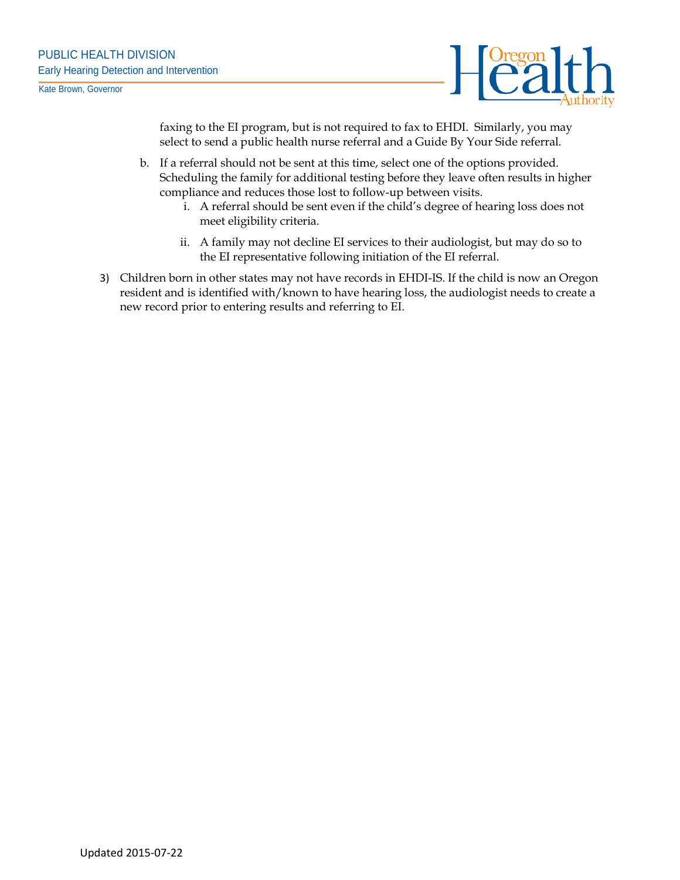faxing to the EI program, but is not required to fax to EHDI. Similarly, you may select to send a public health nurse referral and a Guide By Your Side referral.

b. If a referral should not be sent at this time, select one of the options provided. Scheduling the family for additional testing before they leave often results in higher compliance and reduces those lost to follow-up between visits.
    i. A referral should be sent even if the child's degree of hearing loss does not meet eligibility criteria.
    ii. A family may not decline EI services to their audiologist, but may do so to the EI representative following initiation of the EI referral.

3) Children born in other states may not have records in EHDI-IS. If the child is now an Oregon resident and is identified with/known to have hearing loss, the audiologist needs to create a new record prior to entering results and referring to EI.